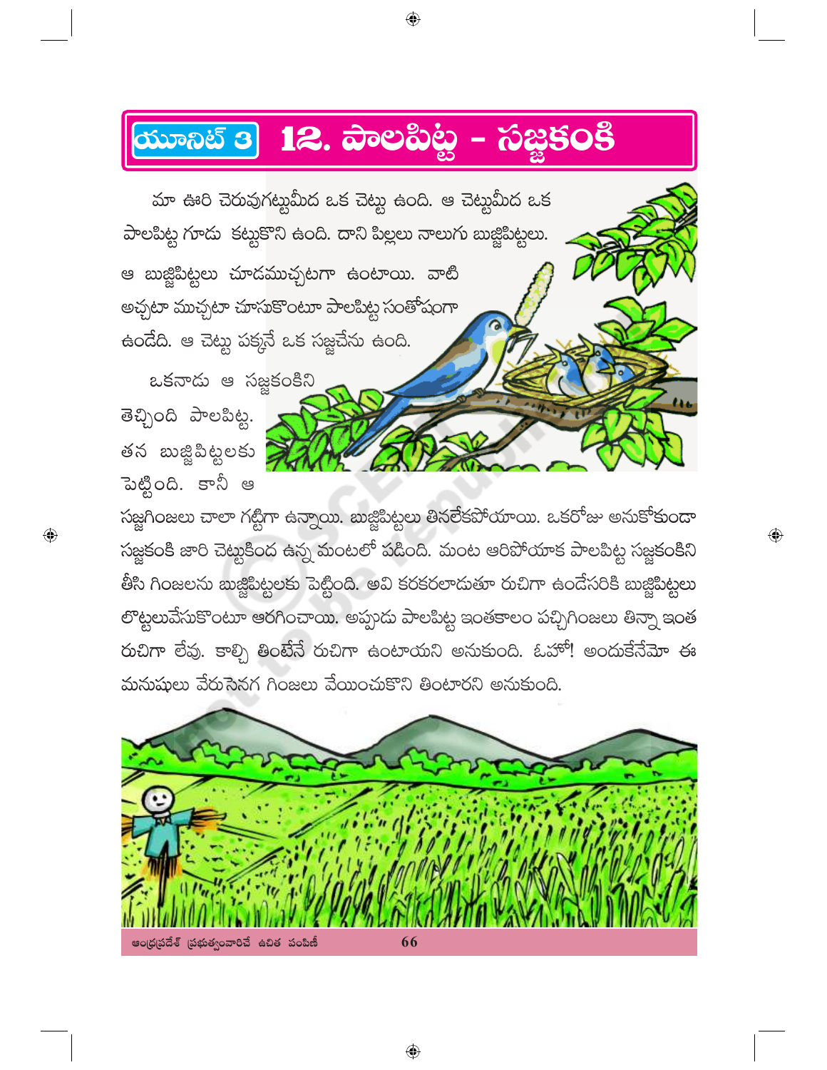# యూనిట్ 3 12. పాలపిట్ట - సజ్జకంకి

మా ఊరి చెరువుగట్టుమీద ఒక చెట్టు ఉంది. ఆ చెట్టుమీద ఒక పాలపిట్ట గూడు కట్టుకొని ఉంది. దాని పిల్లలు నాలుగు బుజ్జిపిట్టలు. ఆ బుజ్జిపిట్టలు చూడముచ్చటగా ఉంటాయి. వాటి అచ్చటా ముచ్చటా చూసుకొంటూ పాలపిట్ట సంతోషంగా ఉండేది. ఆ చెట్టు పక్కనే ఒక సజ్జచేను ఉంది.

ఒకనాడు ఆ సజ్జకంకిని తెచ్చింది పాలపిట్ట. తన బుజ్జిపిట్టలకు పెట్టింది. కానీ ఆ సజ్జగింజలు చాలా గట్టిగా ఉన్నాయి. బుజ్జిపిట్టలు తినలేకపోయాయి. ఒకరోజు అనుకోకుండా సజ్జకంకి జారి చెట్టుకింద ఉన్న మంటలో పడింది. మంట ఆరిపోయాక పాలపిట్ట సజ్జకంకిని తీసి గింజలను బుజ్జిపిట్టలకు పెట్టింది. అవి కరకరలాడుతూ రుచిగా ఉండేసరికి బుజ్జిపిట్టలు లొట్టలువేసుకొంటూ ఆరగించాయి. అప్పుడు పాలపిట్ట ఇంతకాలం పచ్చిగింజలు తిన్నా ఇంత రుచిగా లేవు. కాల్చి తింటేనే రుచిగా ఉంటాయని అనుకుంది. ఓహో! అందుకేనేమో ఈ మనుషులు వేరుసెనగ గింజలు వేయించుకొని తింటారని అనుకుంది.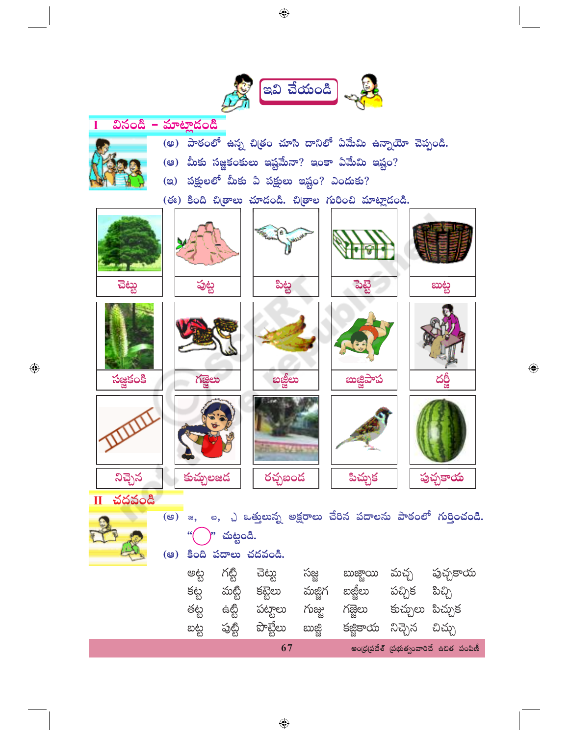## ఇవి చేయండి

### I వినండి – మాట్లాడండి

(అ) పాఠంలో ఉన్న చిత్రం చూసి దానిలో ఏమేమి ఉన్నాయో చెప్పండి.

(ఆ) మీకు సజ్జకంకులు ఇష్టమేనా? ఇంకా ఏమేమి ఇష్టం?

(ఇ) పక్షులలో మీకు ఏ పక్షులు ఇష్టం? ఎందుకు?

(ఈ) కింది చిత్రాలు చూడండి. చిత్రాల గురించి మాట్లాడండి.

| | | | | |
|---|---|---|---|---|
| చెట్టు | పుట్ట | పిట్ట | పెట్టె | బుట్ట |
| సజ్జకంకి | గజ్జెలు | బజ్జీలు | బుజ్జిపాప | దర్జీ |
| నిచ్చెన | కుచ్చులజడ | రచ్చబండ | పిచ్చుక | పుచ్చకాయ |

### II చదవండి

(అ) జ, ట, చ ఒత్తులున్న అక్షరాలు చేరిన పదాలను పాఠంలో గుర్తించండి. "◯" చుట్టండి.

(ఆ) కింది పదాలు చదవండి.

| | | | | | | |
|---|---|---|---|---|---|---|
| అట్ట | గట్టి | చెట్టు | సజ్జ | బుజ్జాయి | మచ్చ | పుచ్చకాయ |
| కట్ట | మట్టి | కట్టెలు | మజ్జిగ | బజ్జీలు | పచ్చిక | పిచ్చి |
| తట్ట | ఉట్టి | పట్టాలు | గుజ్జు | గజ్జెలు | కుచ్చులు | పిచ్చుక |
| బట్ట | పుట్టి | పొట్టేలు | బుజ్జి | కజ్జికాయ | నిచ్చెన | చిచ్చు |

ఆంధ్రప్రదేశ్ ప్రభుత్వంవారిచే ఉచిత పంపిణీ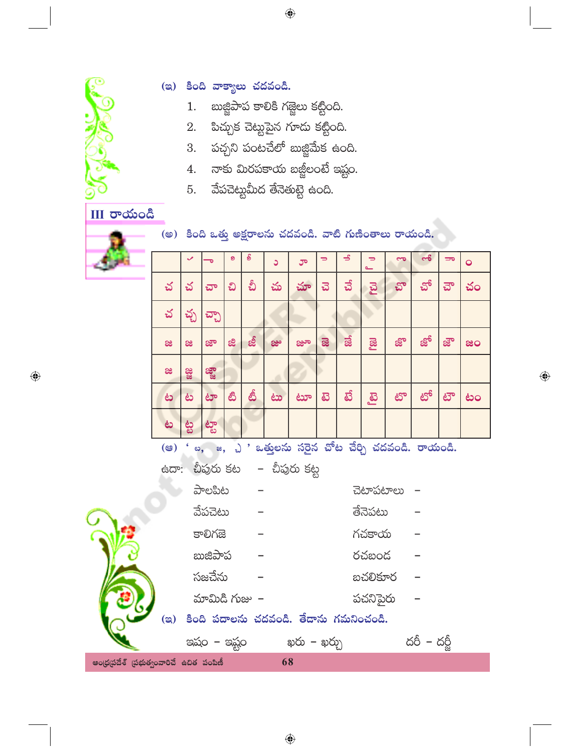(ఇ) కింది వాక్యాలు చదవండి.

1. బుజ్జిపాప కాలికి గజ్జెలు కట్టింది.
2. పిచ్చుక చెట్టుపైన గూడు కట్టింది.
3. పచ్చని పంటచేలో బుజ్జిమేక ఉంది.
4. నాకు మిరపకాయ బజ్జీలంటే ఇష్టం.
5. వేపచెట్టుమీద తేనెతుట్టె ఉంది.

## III రాయండి

(అ) కింది ఒత్తు అక్షరాలను చదవండి. వాటి గుణింతాలు రాయండి.

| | ా | ి | ీ | ు | ూ | ె | ే | ై | ొ | ో | ౌ | ం |
|---|---|---|---|---|---|---|---|---|---|---|---|---|
| చ | చా | చి | చీ | చు | చూ | చె | చే | చై | చొ | చో | చౌ | చం |
| చ్చ | చ్చా | | | | | | | | | | | |
| జ | జా | జి | జీ | జు | జూ | జె | జే | జై | జొ | జో | జౌ | జం |
| జ్జ | జ్జా | | | | | | | | | | | |
| ట | టా | టి | టీ | టు | టూ | టె | టే | టై | టొ | టో | టౌ | టం |
| ట్ట | ట్టా | | | | | | | | | | | |

(ఆ) ' ్చ, ్జ, ్ట ' ఒత్తులను సరైన చోట చేర్చి చదవండి. రాయండి.

ఉదా: చీపురు కట - చీపురు కట్ట

| | | | |
|---|---|---|---|
| పాలపిట | – | చెటాపటాలు | – |
| వేపచెటు | – | తేనెపటు | – |
| కాలిగజె | – | గచకాయ | – |
| బుజిపాప | – | రచబండ | – |
| సజచేను | – | బచలికూర | – |
| మామిడి గుజు | – | పచనిపైరు | – |

(ఇ) కింది పదాలను చదవండి. తేడాను గమనించండి.

ఇషం - ఇష్టం &nbsp;&nbsp;&nbsp; ఖరు - ఖర్చు &nbsp;&nbsp;&nbsp; దరీ - దర్జీ

ఆంధ్రప్రదేశ్ ప్రభుత్వంవారిచే ఉచిత పంపిణీ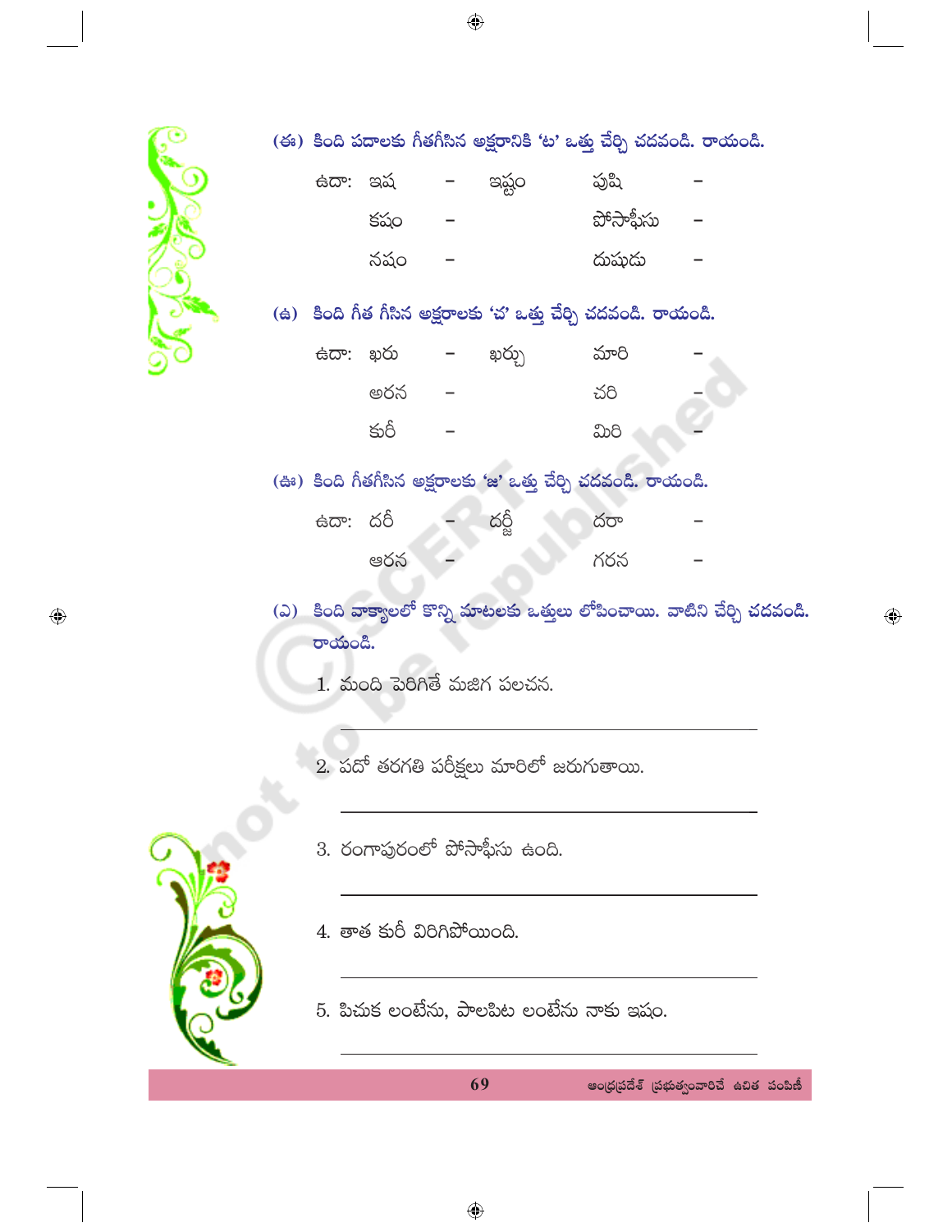(ఈ) కింది పదాలకు గీతగీసిన అక్షరానికి 'ట' ఒత్తు చేర్చి చదవండి. రాయండి.

| | | | | | |
|---|---|---|---|---|---|
| ఉదా: ఇష | – | ఇష్టం | పుష | – | |
| కషం | – | | పోసాఫీసు | – | |
| నషం | – | | దుషుడు | – | |

(ఉ) కింది గీత గీసిన అక్షరాలకు 'చ' ఒత్తు చేర్చి చదవండి. రాయండి.

| | | | | | |
|---|---|---|---|---|---|
| ఉదా: ఖరు | – | ఖర్చు | మారి | – | |
| అరన | – | | చరి | – | |
| కురీ | – | | మిరి | – | |

(ఊ) కింది గీతగీసిన అక్షరాలకు 'జ' ఒత్తు చేర్చి చదవండి. రాయండి.

| | | | | | |
|---|---|---|---|---|---|
| ఉదా: దరీ | – | దర్జీ | దరా | – | |
| ఆరన | – | | గరన | – | |

(ఎ) కింది వాక్యాలలో కొన్ని మాటలకు ఒత్తులు లోపించాయి. వాటిని చేర్చి చదవండి. రాయండి.

1. మంది పెరిగితే మజిగ పలచన.

   ______________________________

2. పదో తరగతి పరీక్షలు మారిలో జరుగుతాయి.

   ______________________________

3. రంగాపురంలో పోసాఫీసు ఉంది.

   ______________________________

4. తాత కురీ విరిగిపోయింది.

   ______________________________

5. పిచుక లంటేను, పాలపిట లంటేను నాకు ఇషం.

   ______________________________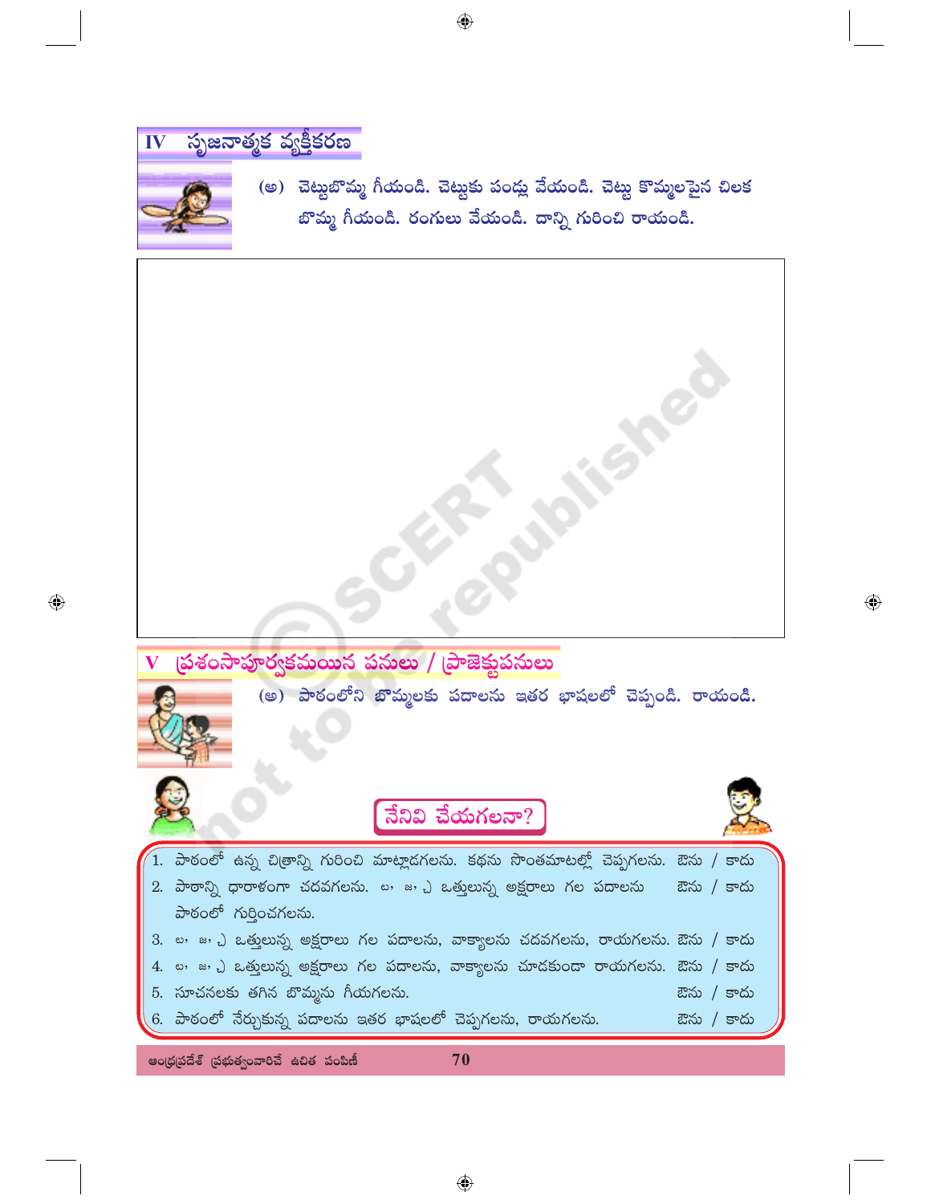## IV సృజనాత్మక వ్యక్తీకరణ

(అ) చెట్టుబొమ్మ గీయండి. చెట్టుకు పండ్లు వేయండి. చెట్టు కొమ్మలపైన చిలక బొమ్మ గీయండి. రంగులు వేయండి. దాన్ని గురించి రాయండి.

## V ప్రశంసాపూర్వకమయిన పనులు / ప్రాజెక్టుపనులు

(అ) పాఠంలోని బొమ్మలకు పదాలను ఇతర భాషలలో చెప్పండి. రాయండి.

### నేనివి చేయగలనా?

| | | |
|---|---|---|
| 1. | పాఠంలో ఉన్న చిత్రాన్ని గురించి మాట్లాడగలను. కథను సొంతమాటల్లో చెప్పగలను. | ఔను / కాదు |
| 2. | పాఠాన్ని ధారాళంగా చదవగలను. ట, జ, ఎ ఒత్తులున్న అక్షరాలు గల పదాలను పాఠంలో గుర్తించగలను. | ఔను / కాదు |
| 3. | ట, జ, ఎ ఒత్తులున్న అక్షరాలు గల పదాలను, వాక్యాలను చదవగలను, రాయగలను. | ఔను / కాదు |
| 4. | ట, జ, ఎ ఒత్తులున్న అక్షరాలు గల పదాలను, వాక్యాలను చూడకుండా రాయగలను. | ఔను / కాదు |
| 5. | సూచనలకు తగిన బొమ్మను గీయగలను. | ఔను / కాదు |
| 6. | పాఠంలో నేర్చుకున్న పదాలను ఇతర భాషలలో చెప్పగలను, రాయగలను. | ఔను / కాదు |